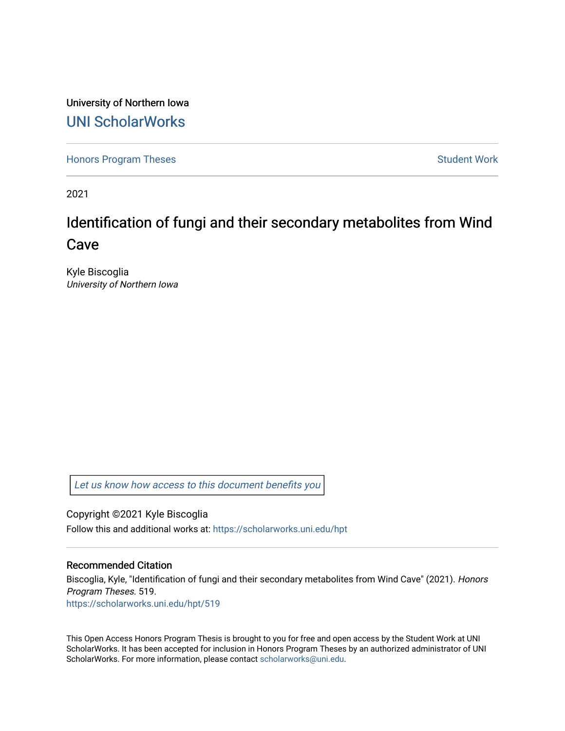University of Northern Iowa

# UNI ScholarWorks

Honors Program Theses | Student Work

2021

## Identification of fungi and their secondary metabolites from Wind Cave

Kyle Biscoglia
*University of Northern Iowa*

*Let us know how access to this document benefits you*

Copyright ©2021 Kyle Biscoglia

Follow this and additional works at: https://scholarworks.uni.edu/hpt

### Recommended Citation

Biscoglia, Kyle, "Identification of fungi and their secondary metabolites from Wind Cave" (2021). *Honors Program Theses*. 519.
https://scholarworks.uni.edu/hpt/519

This Open Access Honors Program Thesis is brought to you for free and open access by the Student Work at UNI ScholarWorks. It has been accepted for inclusion in Honors Program Theses by an authorized administrator of UNI ScholarWorks. For more information, please contact scholarworks@uni.edu.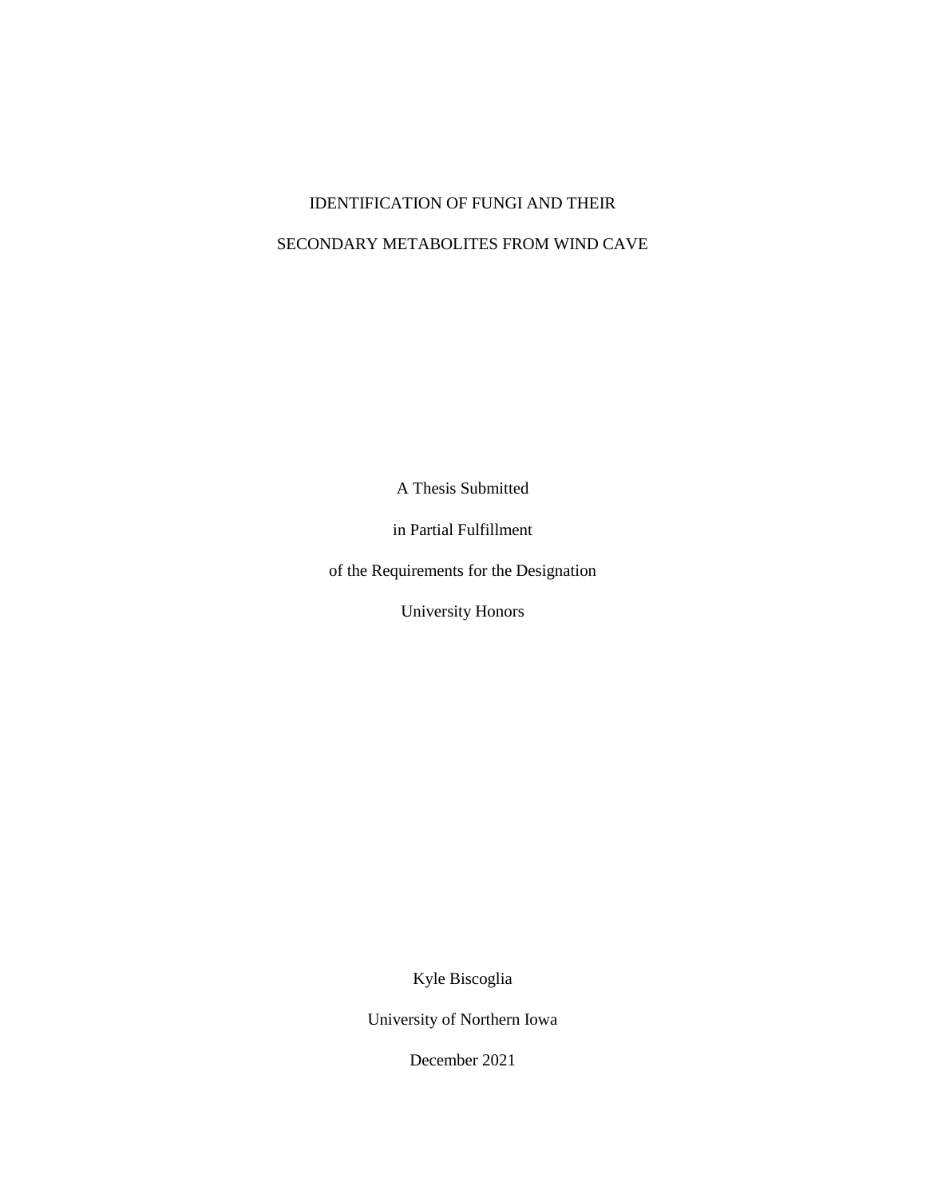# IDENTIFICATION OF FUNGI AND THEIR SECONDARY METABOLITES FROM WIND CAVE

A Thesis Submitted

in Partial Fulfillment

of the Requirements for the Designation

University Honors

Kyle Biscoglia

University of Northern Iowa

December 2021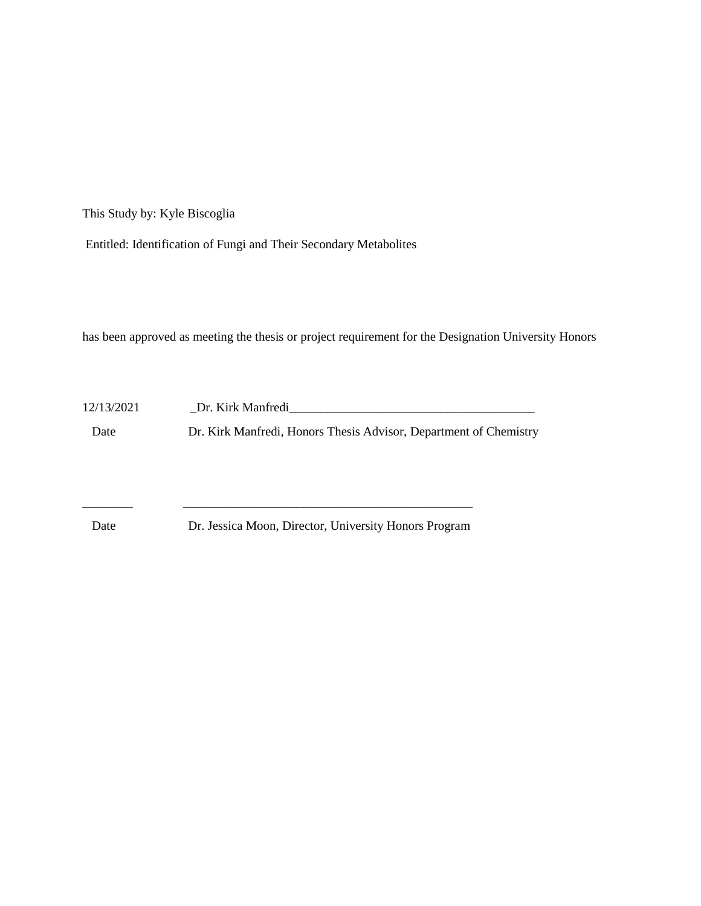This Study by: Kyle Biscoglia

Entitled: Identification of Fungi and Their Secondary Metabolites

has been approved as meeting the thesis or project requirement for the Designation University Honors

12/13/2021 _Dr. Kirk Manfredi________________________________________

Date Dr. Kirk Manfredi, Honors Thesis Advisor, Department of Chemistry

________ ________________________________________________

Date Dr. Jessica Moon, Director, University Honors Program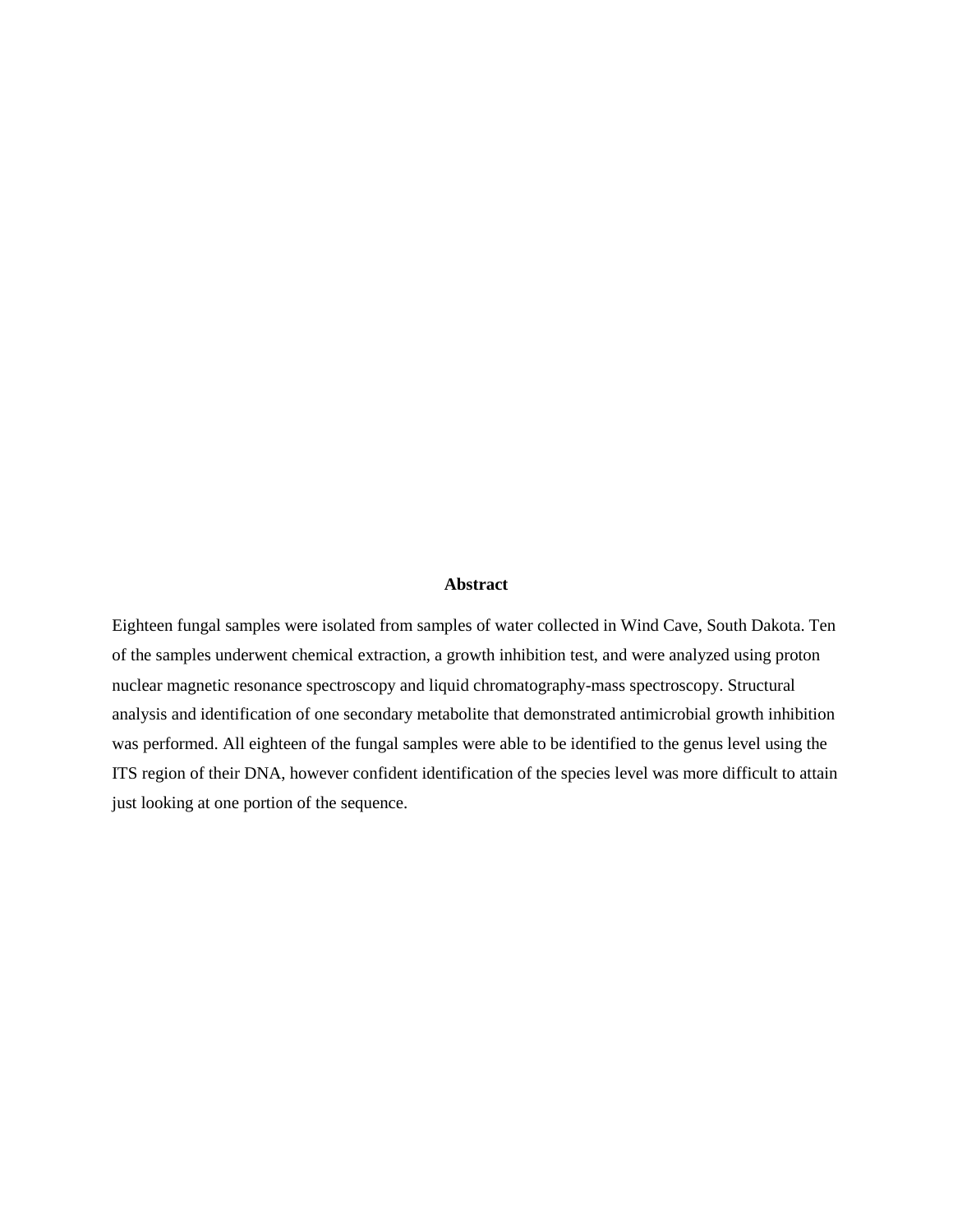## Abstract

Eighteen fungal samples were isolated from samples of water collected in Wind Cave, South Dakota. Ten of the samples underwent chemical extraction, a growth inhibition test, and were analyzed using proton nuclear magnetic resonance spectroscopy and liquid chromatography-mass spectroscopy. Structural analysis and identification of one secondary metabolite that demonstrated antimicrobial growth inhibition was performed. All eighteen of the fungal samples were able to be identified to the genus level using the ITS region of their DNA, however confident identification of the species level was more difficult to attain just looking at one portion of the sequence.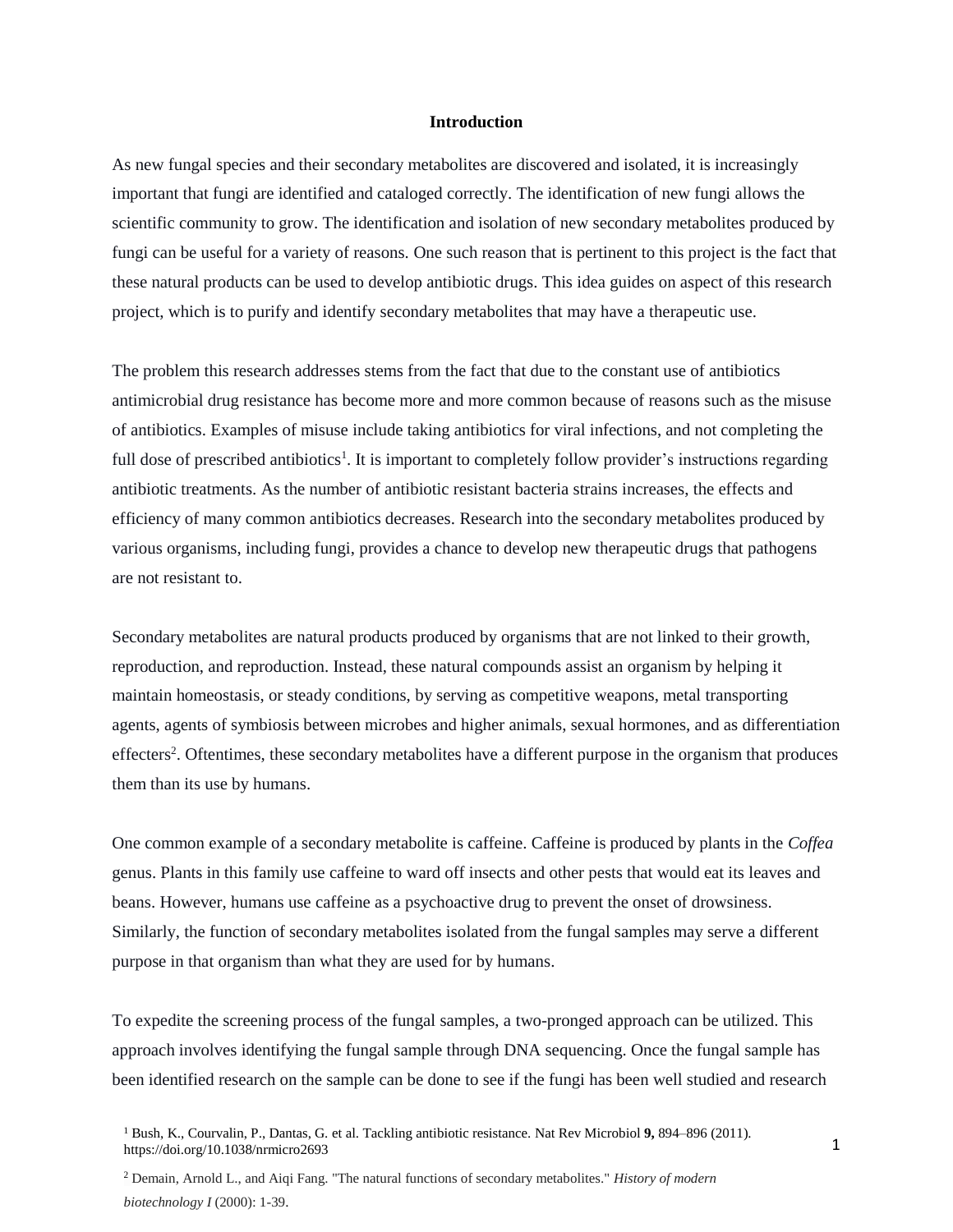## Introduction

As new fungal species and their secondary metabolites are discovered and isolated, it is increasingly important that fungi are identified and cataloged correctly. The identification of new fungi allows the scientific community to grow. The identification and isolation of new secondary metabolites produced by fungi can be useful for a variety of reasons. One such reason that is pertinent to this project is the fact that these natural products can be used to develop antibiotic drugs. This idea guides on aspect of this research project, which is to purify and identify secondary metabolites that may have a therapeutic use.

The problem this research addresses stems from the fact that due to the constant use of antibiotics antimicrobial drug resistance has become more and more common because of reasons such as the misuse of antibiotics. Examples of misuse include taking antibiotics for viral infections, and not completing the full dose of prescribed antibiotics[1]. It is important to completely follow provider's instructions regarding antibiotic treatments. As the number of antibiotic resistant bacteria strains increases, the effects and efficiency of many common antibiotics decreases. Research into the secondary metabolites produced by various organisms, including fungi, provides a chance to develop new therapeutic drugs that pathogens are not resistant to.

Secondary metabolites are natural products produced by organisms that are not linked to their growth, reproduction, and reproduction. Instead, these natural compounds assist an organism by helping it maintain homeostasis, or steady conditions, by serving as competitive weapons, metal transporting agents, agents of symbiosis between microbes and higher animals, sexual hormones, and as differentiation effecters[2]. Oftentimes, these secondary metabolites have a different purpose in the organism that produces them than its use by humans.

One common example of a secondary metabolite is caffeine. Caffeine is produced by plants in the *Coffea* genus. Plants in this family use caffeine to ward off insects and other pests that would eat its leaves and beans. However, humans use caffeine as a psychoactive drug to prevent the onset of drowsiness. Similarly, the function of secondary metabolites isolated from the fungal samples may serve a different purpose in that organism than what they are used for by humans.

To expedite the screening process of the fungal samples, a two-pronged approach can be utilized. This approach involves identifying the fungal sample through DNA sequencing. Once the fungal sample has been identified research on the sample can be done to see if the fungi has been well studied and research

[1] Bush, K., Courvalin, P., Dantas, G. et al. Tackling antibiotic resistance. Nat Rev Microbiol **9,** 894–896 (2011). https://doi.org/10.1038/nrmicro2693

[2] Demain, Arnold L., and Aiqi Fang. "The natural functions of secondary metabolites." *History of modern biotechnology I* (2000): 1-39.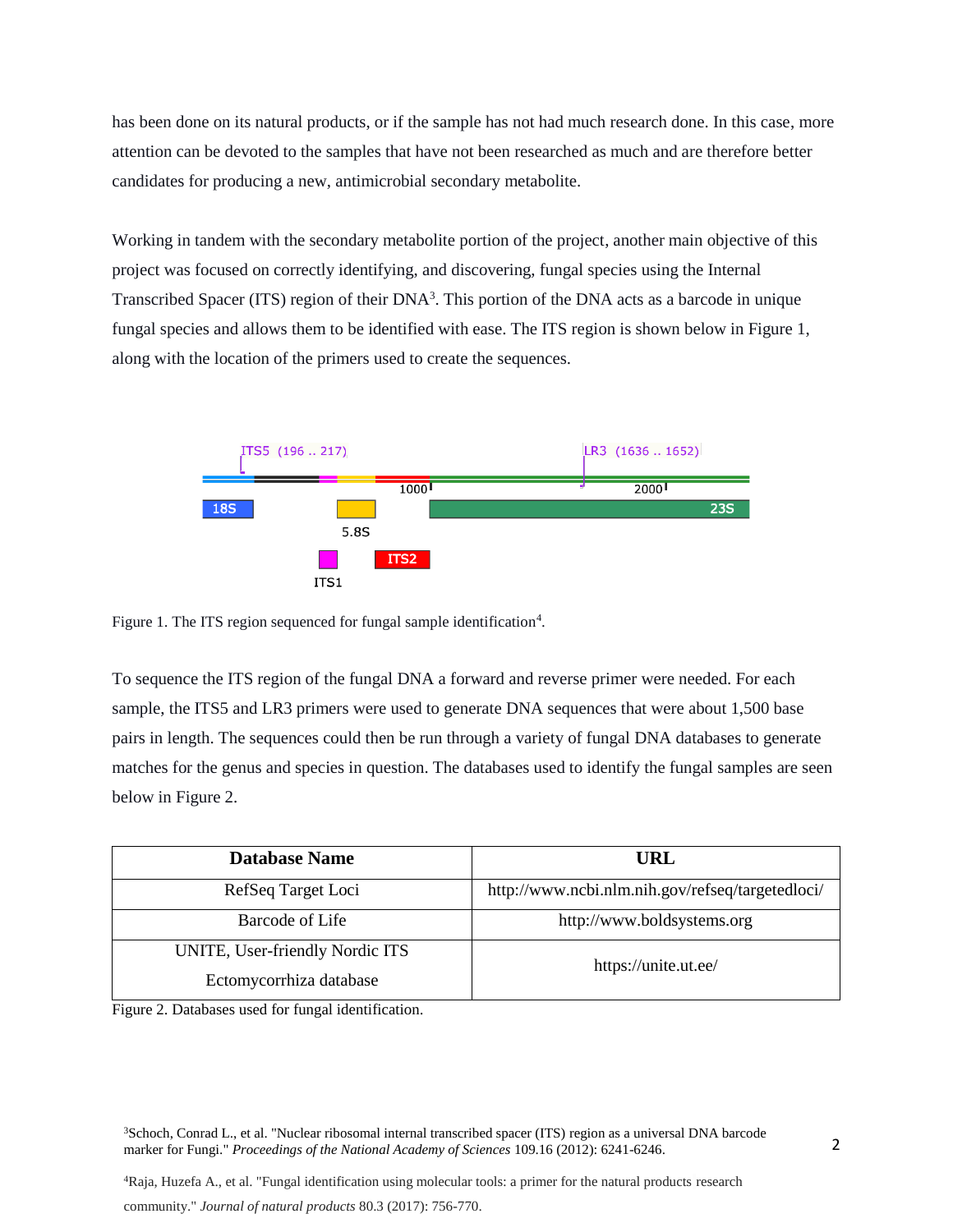has been done on its natural products, or if the sample has not had much research done. In this case, more attention can be devoted to the samples that have not been researched as much and are therefore better candidates for producing a new, antimicrobial secondary metabolite.

Working in tandem with the secondary metabolite portion of the project, another main objective of this project was focused on correctly identifying, and discovering, fungal species using the Internal Transcribed Spacer (ITS) region of their DNA[3]. This portion of the DNA acts as a barcode in unique fungal species and allows them to be identified with ease. The ITS region is shown below in Figure 1, along with the location of the primers used to create the sequences.

Figure 1. The ITS region sequenced for fungal sample identification[4].

To sequence the ITS region of the fungal DNA a forward and reverse primer were needed. For each sample, the ITS5 and LR3 primers were used to generate DNA sequences that were about 1,500 base pairs in length. The sequences could then be run through a variety of fungal DNA databases to generate matches for the genus and species in question. The databases used to identify the fungal samples are seen below in Figure 2.

| Database Name | URL |
|---|---|
| RefSeq Target Loci | http://www.ncbi.nlm.nih.gov/refseq/targetedloci/ |
| Barcode of Life | http://www.boldsystems.org |
| UNITE, User-friendly Nordic ITS Ectomycorrhiza database | https://unite.ut.ee/ |

Figure 2. Databases used for fungal identification.

[3]Schoch, Conrad L., et al. "Nuclear ribosomal internal transcribed spacer (ITS) region as a universal DNA barcode marker for Fungi." *Proceedings of the National Academy of Sciences* 109.16 (2012): 6241-6246.

[4]Raja, Huzefa A., et al. "Fungal identification using molecular tools: a primer for the natural products research community." *Journal of natural products* 80.3 (2017): 756-770.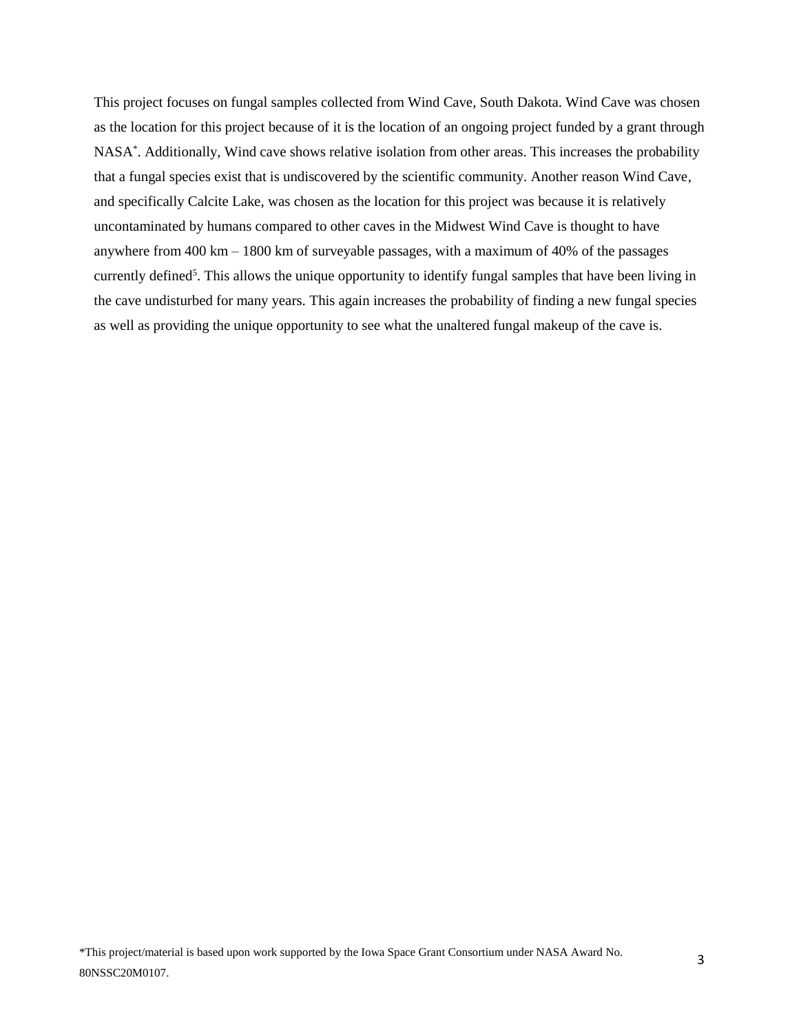This project focuses on fungal samples collected from Wind Cave, South Dakota. Wind Cave was chosen as the location for this project because of it is the location of an ongoing project funded by a grant through NASA*. Additionally, Wind cave shows relative isolation from other areas. This increases the probability that a fungal species exist that is undiscovered by the scientific community. Another reason Wind Cave, and specifically Calcite Lake, was chosen as the location for this project was because it is relatively uncontaminated by humans compared to other caves in the Midwest Wind Cave is thought to have anywhere from 400 km – 1800 km of surveyable passages, with a maximum of 40% of the passages currently defined[5]. This allows the unique opportunity to identify fungal samples that have been living in the cave undisturbed for many years. This again increases the probability of finding a new fungal species as well as providing the unique opportunity to see what the unaltered fungal makeup of the cave is.

*This project/material is based upon work supported by the Iowa Space Grant Consortium under NASA Award No. 80NSSC20M0107.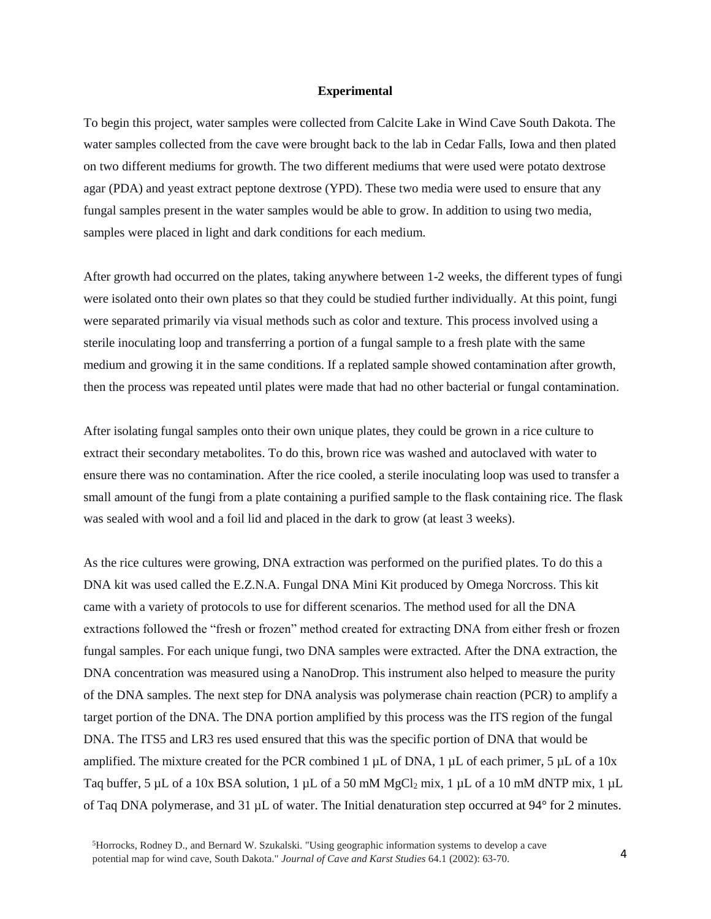## Experimental

To begin this project, water samples were collected from Calcite Lake in Wind Cave South Dakota. The water samples collected from the cave were brought back to the lab in Cedar Falls, Iowa and then plated on two different mediums for growth. The two different mediums that were used were potato dextrose agar (PDA) and yeast extract peptone dextrose (YPD). These two media were used to ensure that any fungal samples present in the water samples would be able to grow. In addition to using two media, samples were placed in light and dark conditions for each medium.

After growth had occurred on the plates, taking anywhere between 1-2 weeks, the different types of fungi were isolated onto their own plates so that they could be studied further individually. At this point, fungi were separated primarily via visual methods such as color and texture. This process involved using a sterile inoculating loop and transferring a portion of a fungal sample to a fresh plate with the same medium and growing it in the same conditions. If a replated sample showed contamination after growth, then the process was repeated until plates were made that had no other bacterial or fungal contamination.

After isolating fungal samples onto their own unique plates, they could be grown in a rice culture to extract their secondary metabolites. To do this, brown rice was washed and autoclaved with water to ensure there was no contamination. After the rice cooled, a sterile inoculating loop was used to transfer a small amount of the fungi from a plate containing a purified sample to the flask containing rice. The flask was sealed with wool and a foil lid and placed in the dark to grow (at least 3 weeks).

As the rice cultures were growing, DNA extraction was performed on the purified plates. To do this a DNA kit was used called the E.Z.N.A. Fungal DNA Mini Kit produced by Omega Norcross. This kit came with a variety of protocols to use for different scenarios. The method used for all the DNA extractions followed the "fresh or frozen" method created for extracting DNA from either fresh or frozen fungal samples. For each unique fungi, two DNA samples were extracted. After the DNA extraction, the DNA concentration was measured using a NanoDrop. This instrument also helped to measure the purity of the DNA samples. The next step for DNA analysis was polymerase chain reaction (PCR) to amplify a target portion of the DNA. The DNA portion amplified by this process was the ITS region of the fungal DNA. The ITS5 and LR3 res used ensured that this was the specific portion of DNA that would be amplified. The mixture created for the PCR combined 1 µL of DNA, 1 µL of each primer, 5 µL of a 10x Taq buffer, 5 µL of a 10x BSA solution, 1 µL of a 50 mM $MgCl_2$ mix, 1 µL of a 10 mM dNTP mix, 1 µL of Taq DNA polymerase, and 31 µL of water. The Initial denaturation step occurred at 94° for 2 minutes.

[5]Horrocks, Rodney D., and Bernard W. Szukalski. "Using geographic information systems to develop a cave potential map for wind cave, South Dakota." *Journal of Cave and Karst Studies* 64.1 (2002): 63-70.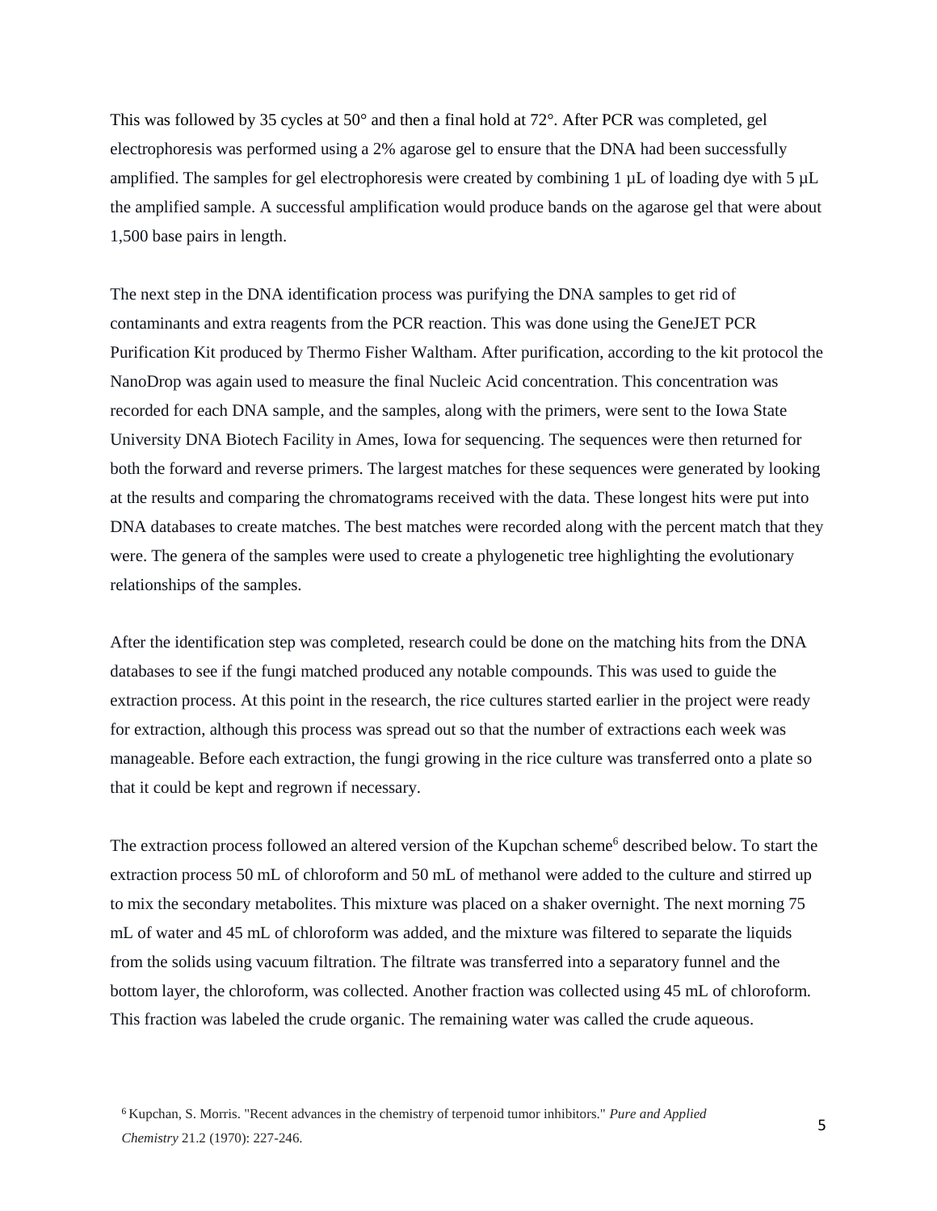This was followed by 35 cycles at 50° and then a final hold at 72°. After PCR was completed, gel electrophoresis was performed using a 2% agarose gel to ensure that the DNA had been successfully amplified. The samples for gel electrophoresis were created by combining 1 µL of loading dye with 5 µL the amplified sample. A successful amplification would produce bands on the agarose gel that were about 1,500 base pairs in length.

The next step in the DNA identification process was purifying the DNA samples to get rid of contaminants and extra reagents from the PCR reaction. This was done using the GeneJET PCR Purification Kit produced by Thermo Fisher Waltham. After purification, according to the kit protocol the NanoDrop was again used to measure the final Nucleic Acid concentration. This concentration was recorded for each DNA sample, and the samples, along with the primers, were sent to the Iowa State University DNA Biotech Facility in Ames, Iowa for sequencing. The sequences were then returned for both the forward and reverse primers. The largest matches for these sequences were generated by looking at the results and comparing the chromatograms received with the data. These longest hits were put into DNA databases to create matches. The best matches were recorded along with the percent match that they were. The genera of the samples were used to create a phylogenetic tree highlighting the evolutionary relationships of the samples.

After the identification step was completed, research could be done on the matching hits from the DNA databases to see if the fungi matched produced any notable compounds. This was used to guide the extraction process. At this point in the research, the rice cultures started earlier in the project were ready for extraction, although this process was spread out so that the number of extractions each week was manageable. Before each extraction, the fungi growing in the rice culture was transferred onto a plate so that it could be kept and regrown if necessary.

The extraction process followed an altered version of the Kupchan scheme[6] described below. To start the extraction process 50 mL of chloroform and 50 mL of methanol were added to the culture and stirred up to mix the secondary metabolites. This mixture was placed on a shaker overnight. The next morning 75 mL of water and 45 mL of chloroform was added, and the mixture was filtered to separate the liquids from the solids using vacuum filtration. The filtrate was transferred into a separatory funnel and the bottom layer, the chloroform, was collected. Another fraction was collected using 45 mL of chloroform. This fraction was labeled the crude organic. The remaining water was called the crude aqueous.

[6] Kupchan, S. Morris. "Recent advances in the chemistry of terpenoid tumor inhibitors." *Pure and Applied Chemistry* 21.2 (1970): 227-246.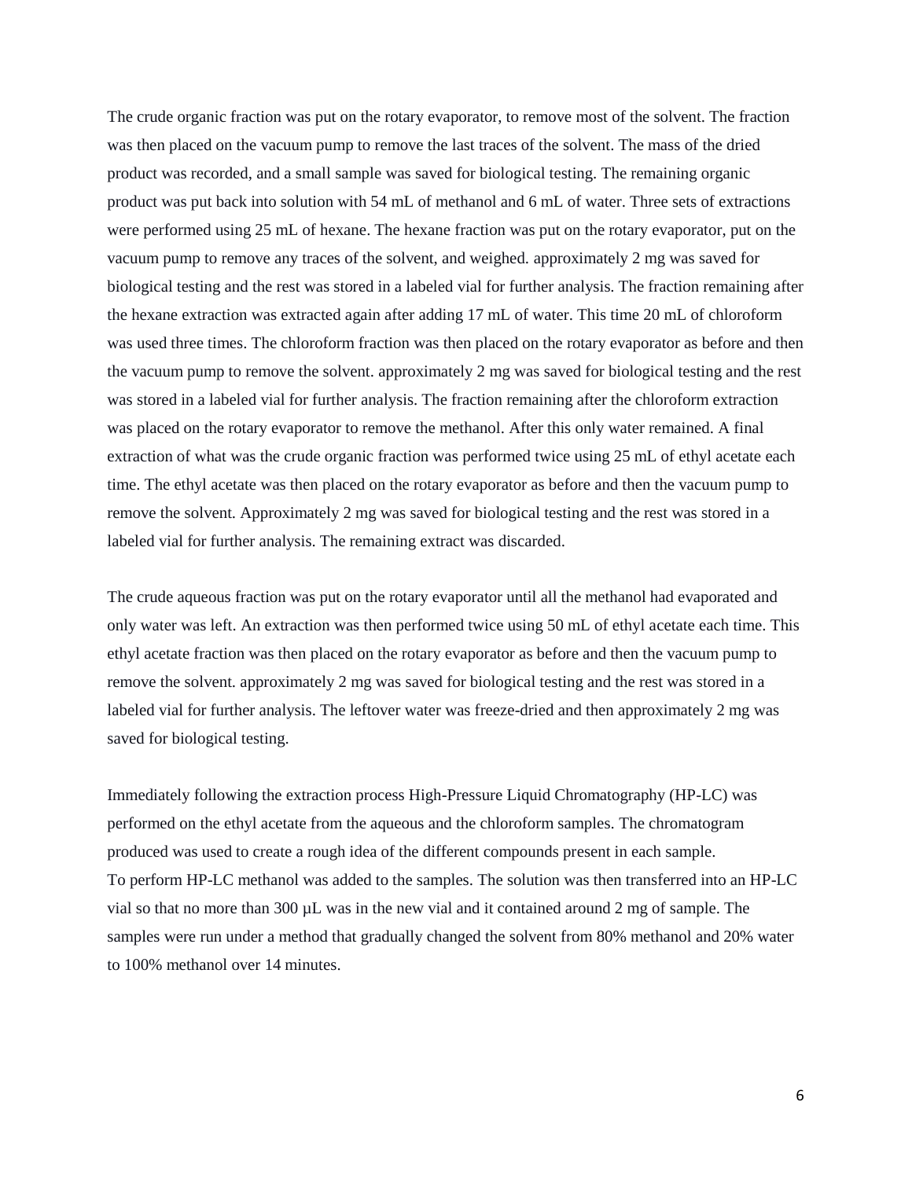The crude organic fraction was put on the rotary evaporator, to remove most of the solvent. The fraction was then placed on the vacuum pump to remove the last traces of the solvent. The mass of the dried product was recorded, and a small sample was saved for biological testing. The remaining organic product was put back into solution with 54 mL of methanol and 6 mL of water. Three sets of extractions were performed using 25 mL of hexane. The hexane fraction was put on the rotary evaporator, put on the vacuum pump to remove any traces of the solvent, and weighed. approximately 2 mg was saved for biological testing and the rest was stored in a labeled vial for further analysis. The fraction remaining after the hexane extraction was extracted again after adding 17 mL of water. This time 20 mL of chloroform was used three times. The chloroform fraction was then placed on the rotary evaporator as before and then the vacuum pump to remove the solvent. approximately 2 mg was saved for biological testing and the rest was stored in a labeled vial for further analysis. The fraction remaining after the chloroform extraction was placed on the rotary evaporator to remove the methanol. After this only water remained. A final extraction of what was the crude organic fraction was performed twice using 25 mL of ethyl acetate each time. The ethyl acetate was then placed on the rotary evaporator as before and then the vacuum pump to remove the solvent. Approximately 2 mg was saved for biological testing and the rest was stored in a labeled vial for further analysis. The remaining extract was discarded.

The crude aqueous fraction was put on the rotary evaporator until all the methanol had evaporated and only water was left. An extraction was then performed twice using 50 mL of ethyl acetate each time. This ethyl acetate fraction was then placed on the rotary evaporator as before and then the vacuum pump to remove the solvent. approximately 2 mg was saved for biological testing and the rest was stored in a labeled vial for further analysis. The leftover water was freeze-dried and then approximately 2 mg was saved for biological testing.

Immediately following the extraction process High-Pressure Liquid Chromatography (HP-LC) was performed on the ethyl acetate from the aqueous and the chloroform samples. The chromatogram produced was used to create a rough idea of the different compounds present in each sample.
To perform HP-LC methanol was added to the samples. The solution was then transferred into an HP-LC vial so that no more than 300 µL was in the new vial and it contained around 2 mg of sample. The samples were run under a method that gradually changed the solvent from 80% methanol and 20% water to 100% methanol over 14 minutes.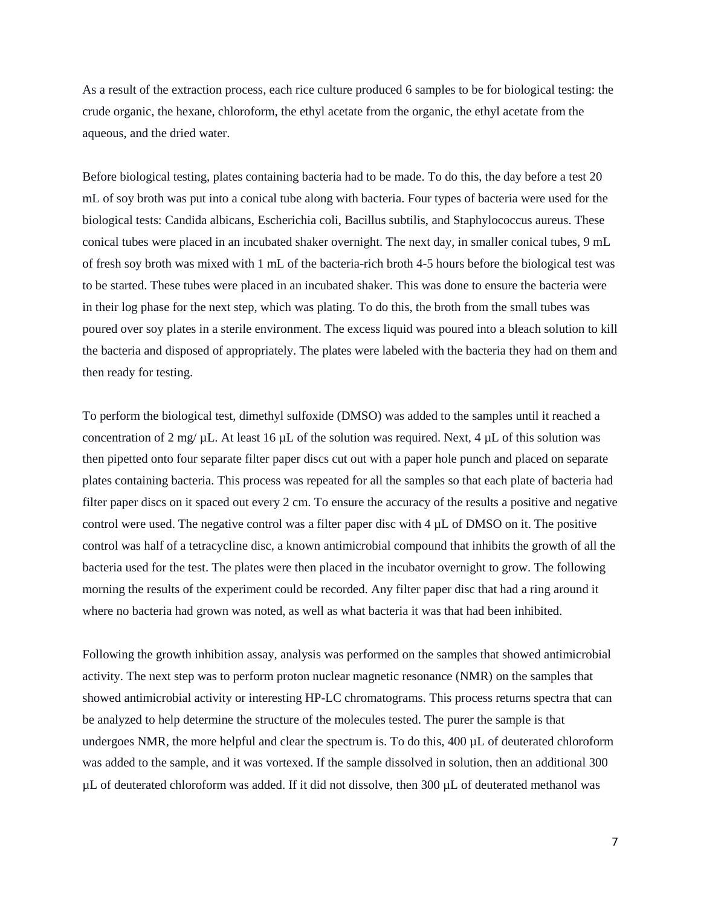As a result of the extraction process, each rice culture produced 6 samples to be for biological testing: the crude organic, the hexane, chloroform, the ethyl acetate from the organic, the ethyl acetate from the aqueous, and the dried water.

Before biological testing, plates containing bacteria had to be made. To do this, the day before a test 20 mL of soy broth was put into a conical tube along with bacteria. Four types of bacteria were used for the biological tests: Candida albicans, Escherichia coli, Bacillus subtilis, and Staphylococcus aureus. These conical tubes were placed in an incubated shaker overnight. The next day, in smaller conical tubes, 9 mL of fresh soy broth was mixed with 1 mL of the bacteria-rich broth 4-5 hours before the biological test was to be started. These tubes were placed in an incubated shaker. This was done to ensure the bacteria were in their log phase for the next step, which was plating. To do this, the broth from the small tubes was poured over soy plates in a sterile environment. The excess liquid was poured into a bleach solution to kill the bacteria and disposed of appropriately. The plates were labeled with the bacteria they had on them and then ready for testing.

To perform the biological test, dimethyl sulfoxide (DMSO) was added to the samples until it reached a concentration of 2 mg/ µL. At least 16 µL of the solution was required. Next, 4 µL of this solution was then pipetted onto four separate filter paper discs cut out with a paper hole punch and placed on separate plates containing bacteria. This process was repeated for all the samples so that each plate of bacteria had filter paper discs on it spaced out every 2 cm. To ensure the accuracy of the results a positive and negative control were used. The negative control was a filter paper disc with 4 µL of DMSO on it. The positive control was half of a tetracycline disc, a known antimicrobial compound that inhibits the growth of all the bacteria used for the test. The plates were then placed in the incubator overnight to grow. The following morning the results of the experiment could be recorded. Any filter paper disc that had a ring around it where no bacteria had grown was noted, as well as what bacteria it was that had been inhibited.

Following the growth inhibition assay, analysis was performed on the samples that showed antimicrobial activity. The next step was to perform proton nuclear magnetic resonance (NMR) on the samples that showed antimicrobial activity or interesting HP-LC chromatograms. This process returns spectra that can be analyzed to help determine the structure of the molecules tested. The purer the sample is that undergoes NMR, the more helpful and clear the spectrum is. To do this, 400 µL of deuterated chloroform was added to the sample, and it was vortexed. If the sample dissolved in solution, then an additional 300 µL of deuterated chloroform was added. If it did not dissolve, then 300 µL of deuterated methanol was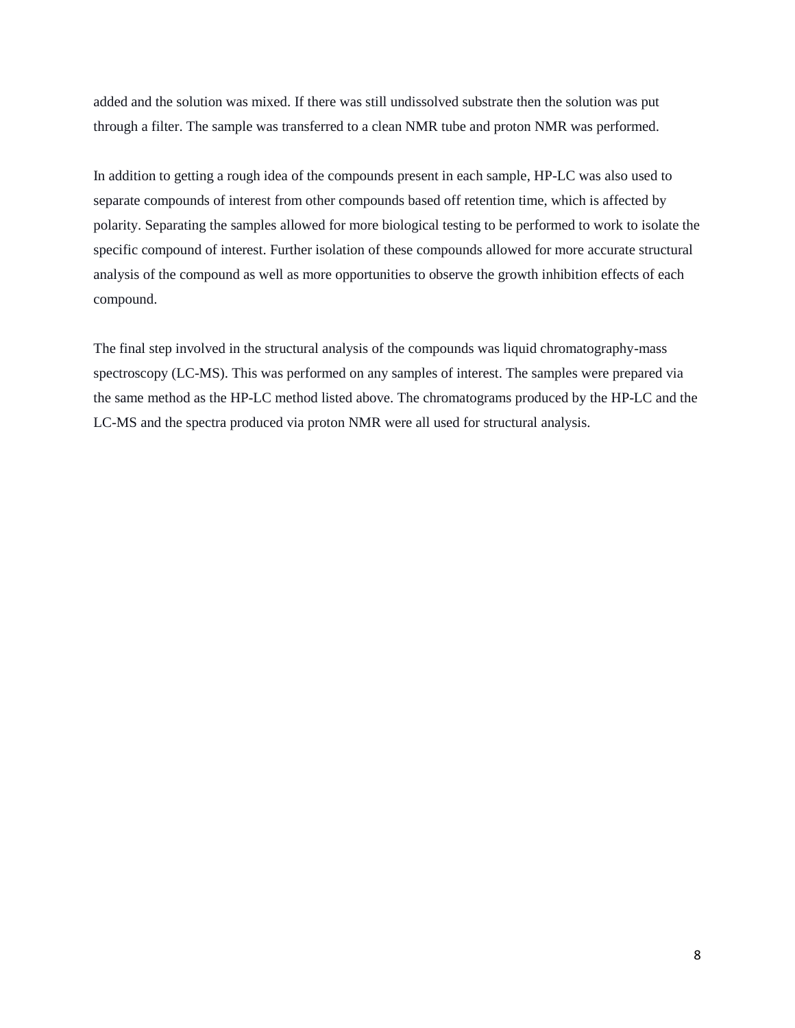added and the solution was mixed. If there was still undissolved substrate then the solution was put through a filter. The sample was transferred to a clean NMR tube and proton NMR was performed.

In addition to getting a rough idea of the compounds present in each sample, HP-LC was also used to separate compounds of interest from other compounds based off retention time, which is affected by polarity. Separating the samples allowed for more biological testing to be performed to work to isolate the specific compound of interest. Further isolation of these compounds allowed for more accurate structural analysis of the compound as well as more opportunities to observe the growth inhibition effects of each compound.

The final step involved in the structural analysis of the compounds was liquid chromatography-mass spectroscopy (LC-MS). This was performed on any samples of interest. The samples were prepared via the same method as the HP-LC method listed above. The chromatograms produced by the HP-LC and the LC-MS and the spectra produced via proton NMR were all used for structural analysis.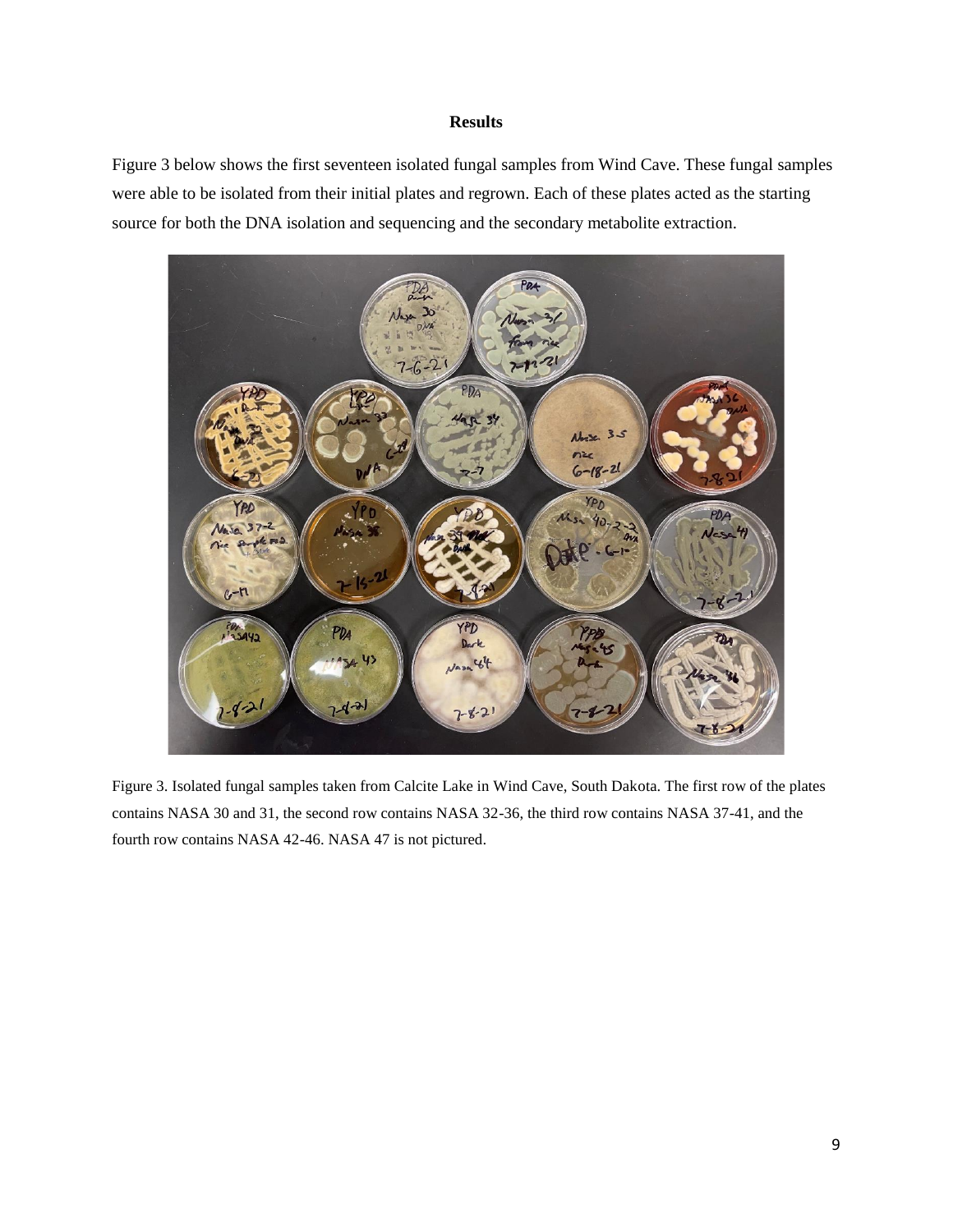## Results

Figure 3 below shows the first seventeen isolated fungal samples from Wind Cave. These fungal samples were able to be isolated from their initial plates and regrown. Each of these plates acted as the starting source for both the DNA isolation and sequencing and the secondary metabolite extraction.

Figure 3. Isolated fungal samples taken from Calcite Lake in Wind Cave, South Dakota. The first row of the plates contains NASA 30 and 31, the second row contains NASA 32-36, the third row contains NASA 37-41, and the fourth row contains NASA 42-46. NASA 47 is not pictured.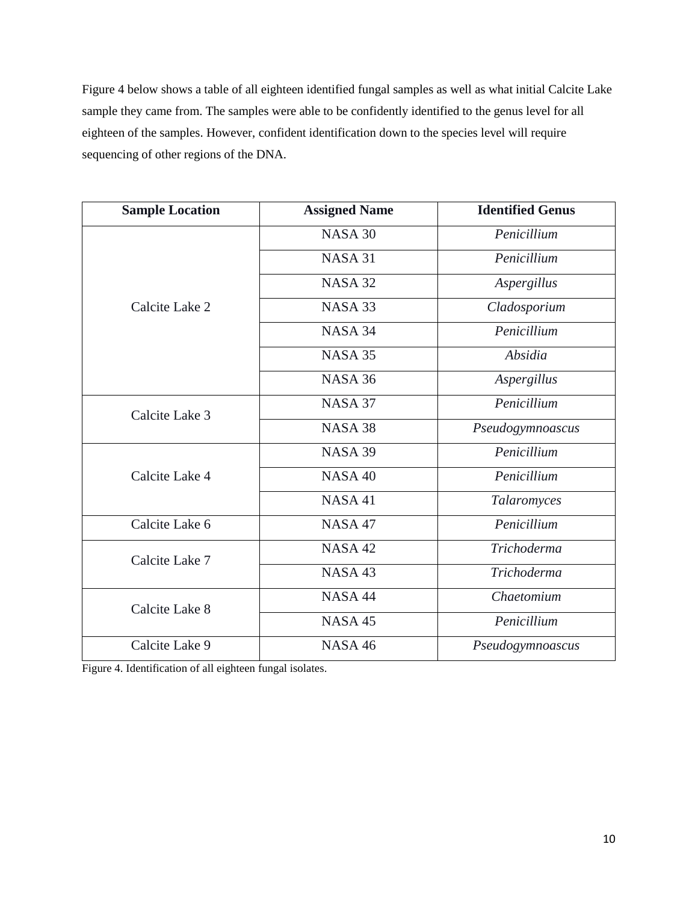Figure 4 below shows a table of all eighteen identified fungal samples as well as what initial Calcite Lake sample they came from. The samples were able to be confidently identified to the genus level for all eighteen of the samples. However, confident identification down to the species level will require sequencing of other regions of the DNA.

| Sample Location | Assigned Name | Identified Genus |
| --- | --- | --- |
| Calcite Lake 2 | NASA 30 | *Penicillium* |
| | NASA 31 | *Penicillium* |
| | NASA 32 | *Aspergillus* |
| | NASA 33 | *Cladosporium* |
| | NASA 34 | *Penicillium* |
| | NASA 35 | *Absidia* |
| | NASA 36 | *Aspergillus* |
| Calcite Lake 3 | NASA 37 | *Penicillium* |
| | NASA 38 | *Pseudogymnoascus* |
| Calcite Lake 4 | NASA 39 | *Penicillium* |
| | NASA 40 | *Penicillium* |
| | NASA 41 | *Talaromyces* |
| Calcite Lake 6 | NASA 47 | *Penicillium* |
| Calcite Lake 7 | NASA 42 | *Trichoderma* |
| | NASA 43 | *Trichoderma* |
| Calcite Lake 8 | NASA 44 | *Chaetomium* |
| | NASA 45 | *Penicillium* |
| Calcite Lake 9 | NASA 46 | *Pseudogymnoascus* |

Figure 4. Identification of all eighteen fungal isolates.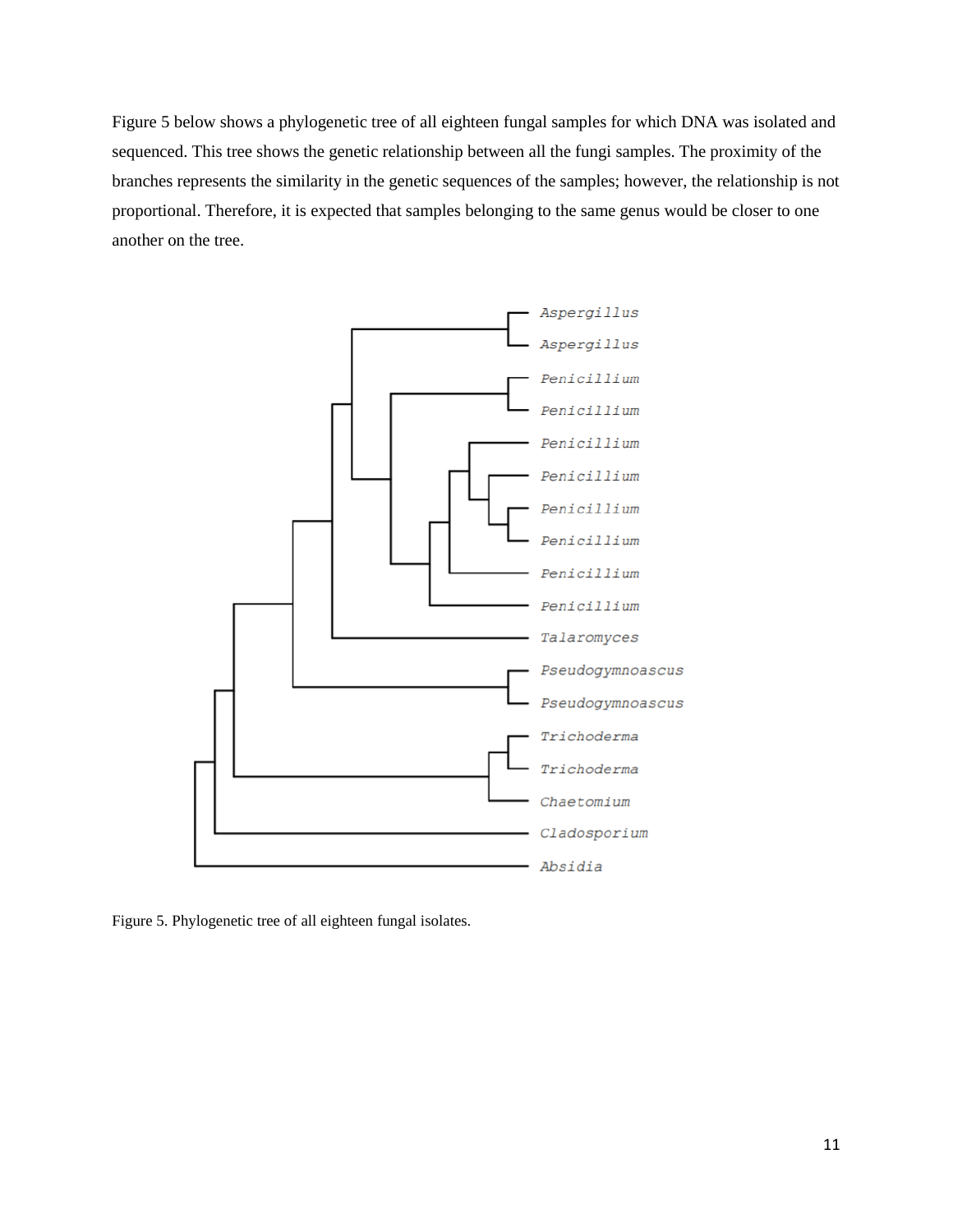Figure 5 below shows a phylogenetic tree of all eighteen fungal samples for which DNA was isolated and sequenced. This tree shows the genetic relationship between all the fungi samples. The proximity of the branches represents the similarity in the genetic sequences of the samples; however, the relationship is not proportional. Therefore, it is expected that samples belonging to the same genus would be closer to one another on the tree.

Figure 5. Phylogenetic tree of all eighteen fungal isolates.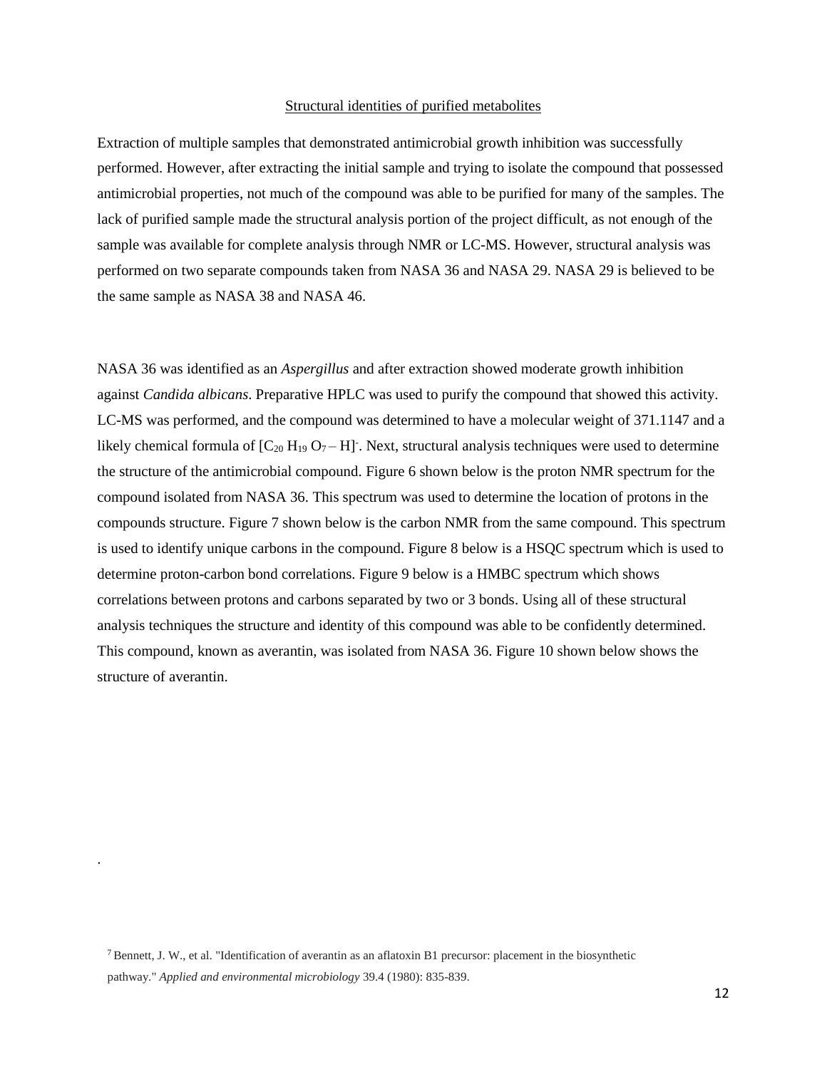## Structural identities of purified metabolites

Extraction of multiple samples that demonstrated antimicrobial growth inhibition was successfully performed. However, after extracting the initial sample and trying to isolate the compound that possessed antimicrobial properties, not much of the compound was able to be purified for many of the samples. The lack of purified sample made the structural analysis portion of the project difficult, as not enough of the sample was available for complete analysis through NMR or LC-MS. However, structural analysis was performed on two separate compounds taken from NASA 36 and NASA 29. NASA 29 is believed to be the same sample as NASA 38 and NASA 46.

NASA 36 was identified as an *Aspergillus* and after extraction showed moderate growth inhibition against *Candida albicans*. Preparative HPLC was used to purify the compound that showed this activity. LC-MS was performed, and the compound was determined to have a molecular weight of 371.1147 and a likely chemical formula of $[C_{20}H_{19}O_7 - H]^-$. Next, structural analysis techniques were used to determine the structure of the antimicrobial compound. Figure 6 shown below is the proton NMR spectrum for the compound isolated from NASA 36. This spectrum was used to determine the location of protons in the compounds structure. Figure 7 shown below is the carbon NMR from the same compound. This spectrum is used to identify unique carbons in the compound. Figure 8 below is a HSQC spectrum which is used to determine proton-carbon bond correlations. Figure 9 below is a HMBC spectrum which shows correlations between protons and carbons separated by two or 3 bonds. Using all of these structural analysis techniques the structure and identity of this compound was able to be confidently determined. This compound, known as averantin, was isolated from NASA 36. Figure 10 shown below shows the structure of averantin.

.

[7] Bennett, J. W., et al. "Identification of averantin as an aflatoxin B1 precursor: placement in the biosynthetic pathway." *Applied and environmental microbiology* 39.4 (1980): 835-839.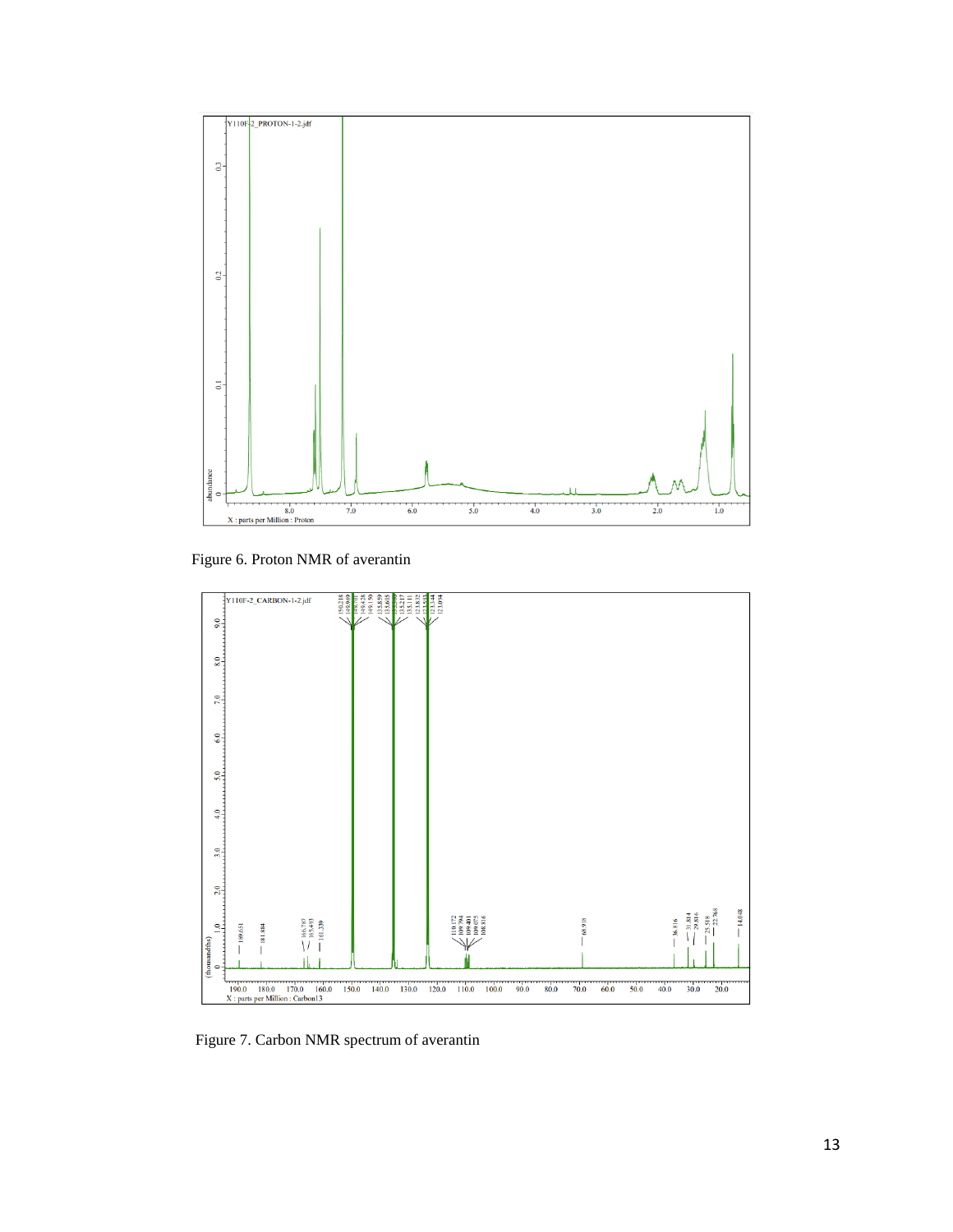Figure 6. Proton NMR of averantin

Figure 7. Carbon NMR spectrum of averantin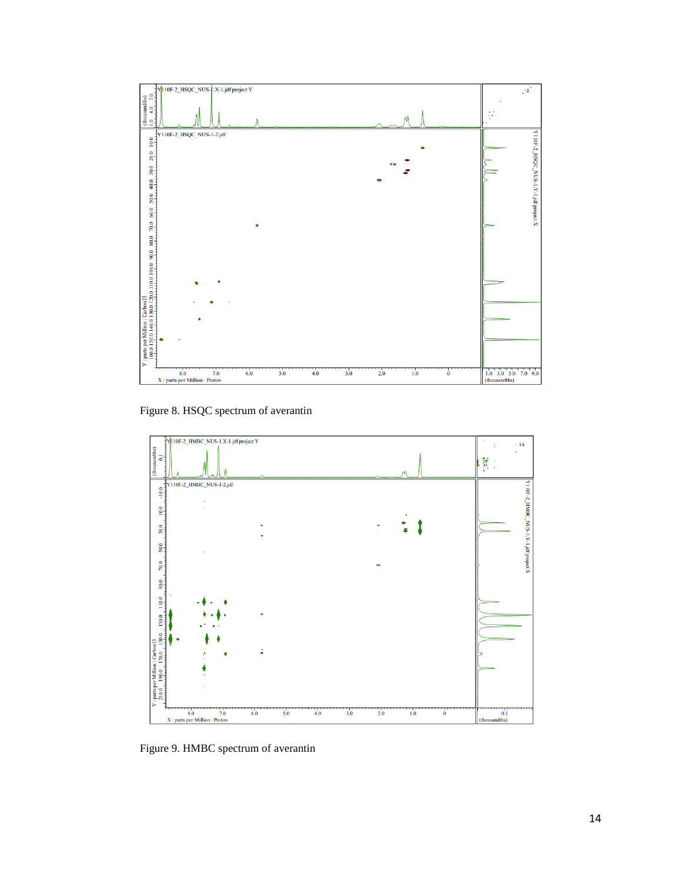Figure 8. HSQC spectrum of averantin

Figure 9. HMBC spectrum of averantin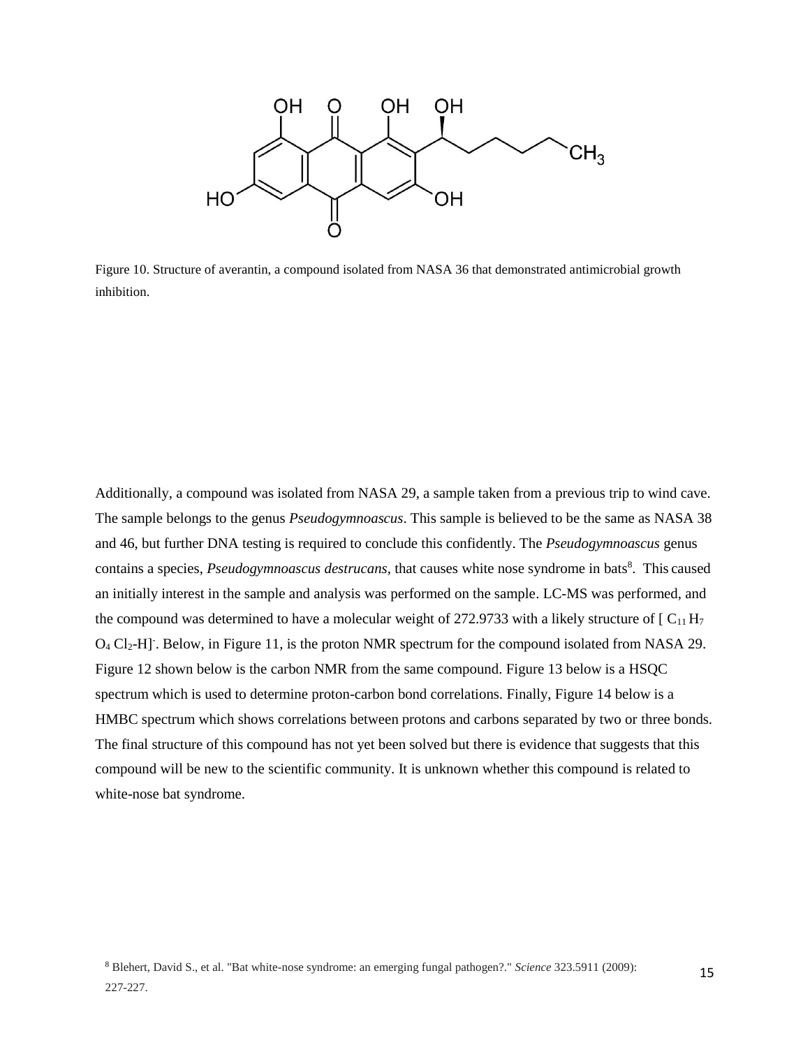Figure 10. Structure of averantin, a compound isolated from NASA 36 that demonstrated antimicrobial growth inhibition.

Additionally, a compound was isolated from NASA 29, a sample taken from a previous trip to wind cave. The sample belongs to the genus *Pseudogymnoascus*. This sample is believed to be the same as NASA 38 and 46, but further DNA testing is required to conclude this confidently. The *Pseudogymnoascus* genus contains a species, *Pseudogymnoascus destrucans*, that causes white nose syndrome in bats[8]. This caused an initially interest in the sample and analysis was performed on the sample. LC-MS was performed, and the compound was determined to have a molecular weight of 272.9733 with a likely structure of $[C_{11}H_7O_4Cl_2\text{-}H]^-$. Below, in Figure 11, is the proton NMR spectrum for the compound isolated from NASA 29. Figure 12 shown below is the carbon NMR from the same compound. Figure 13 below is a HSQC spectrum which is used to determine proton-carbon bond correlations. Finally, Figure 14 below is a HMBC spectrum which shows correlations between protons and carbons separated by two or three bonds. The final structure of this compound has not yet been solved but there is evidence that suggests that this compound will be new to the scientific community. It is unknown whether this compound is related to white-nose bat syndrome.

[8] Blehert, David S., et al. "Bat white-nose syndrome: an emerging fungal pathogen?." *Science* 323.5911 (2009): 227-227.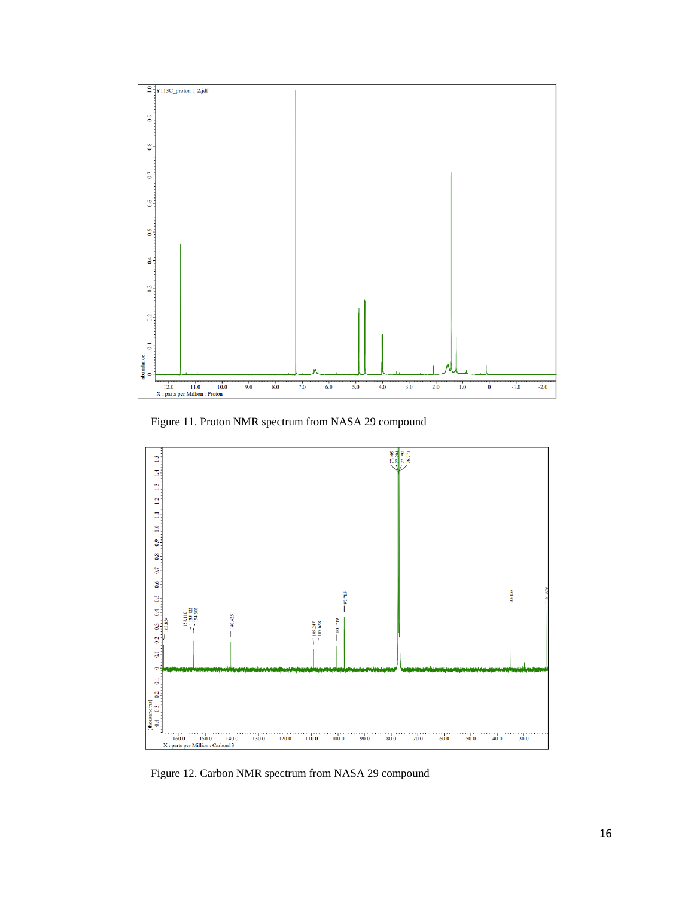Figure 11. Proton NMR spectrum from NASA 29 compound

Figure 12. Carbon NMR spectrum from NASA 29 compound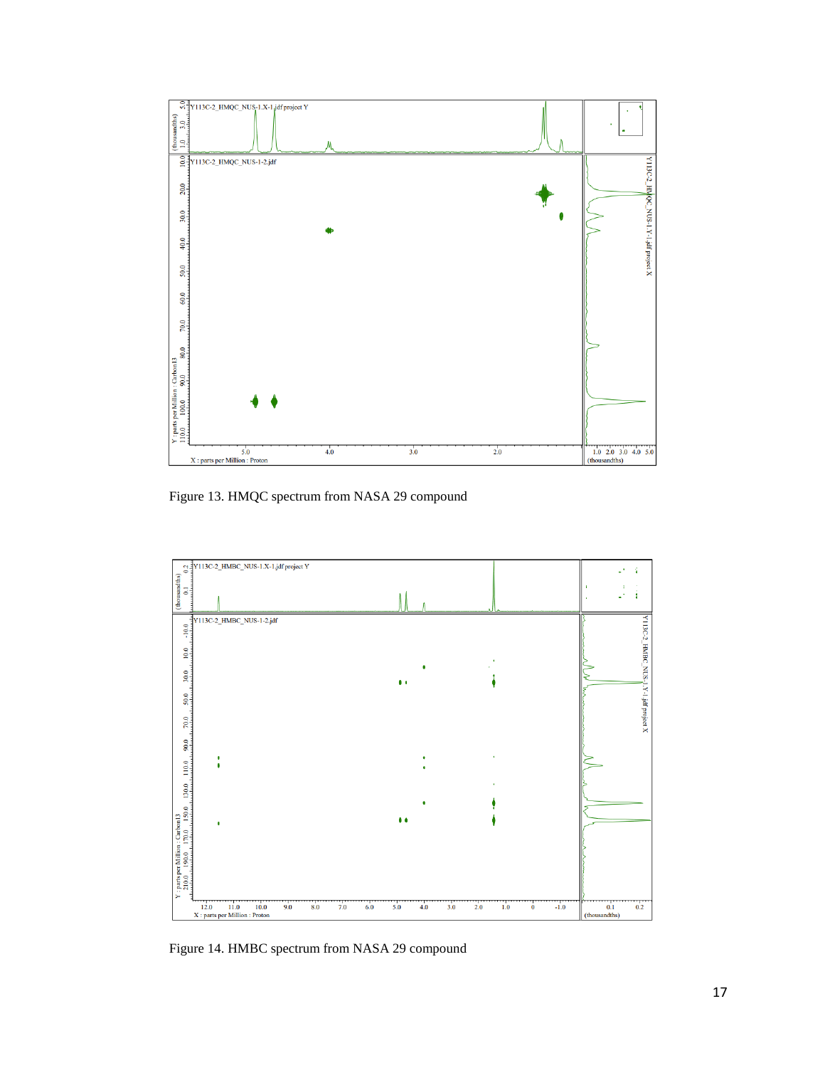Figure 13. HMQC spectrum from NASA 29 compound

Figure 14. HMBC spectrum from NASA 29 compound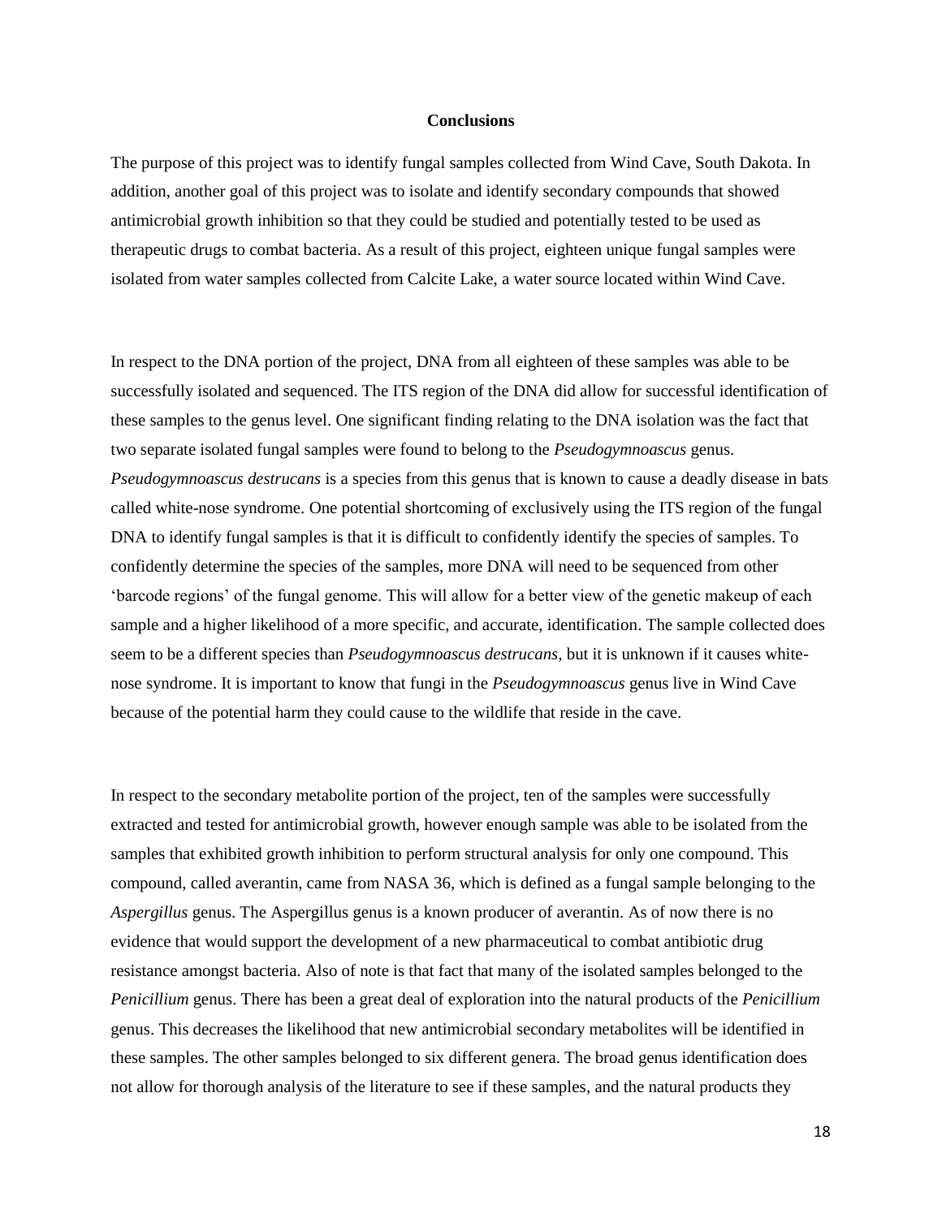## Conclusions

The purpose of this project was to identify fungal samples collected from Wind Cave, South Dakota. In addition, another goal of this project was to isolate and identify secondary compounds that showed antimicrobial growth inhibition so that they could be studied and potentially tested to be used as therapeutic drugs to combat bacteria. As a result of this project, eighteen unique fungal samples were isolated from water samples collected from Calcite Lake, a water source located within Wind Cave.

In respect to the DNA portion of the project, DNA from all eighteen of these samples was able to be successfully isolated and sequenced. The ITS region of the DNA did allow for successful identification of these samples to the genus level. One significant finding relating to the DNA isolation was the fact that two separate isolated fungal samples were found to belong to the *Pseudogymnoascus* genus. *Pseudogymnoascus destrucans* is a species from this genus that is known to cause a deadly disease in bats called white-nose syndrome. One potential shortcoming of exclusively using the ITS region of the fungal DNA to identify fungal samples is that it is difficult to confidently identify the species of samples. To confidently determine the species of the samples, more DNA will need to be sequenced from other 'barcode regions' of the fungal genome. This will allow for a better view of the genetic makeup of each sample and a higher likelihood of a more specific, and accurate, identification. The sample collected does seem to be a different species than *Pseudogymnoascus destrucans*, but it is unknown if it causes white-nose syndrome. It is important to know that fungi in the *Pseudogymnoascus* genus live in Wind Cave because of the potential harm they could cause to the wildlife that reside in the cave.

In respect to the secondary metabolite portion of the project, ten of the samples were successfully extracted and tested for antimicrobial growth, however enough sample was able to be isolated from the samples that exhibited growth inhibition to perform structural analysis for only one compound. This compound, called averantin, came from NASA 36, which is defined as a fungal sample belonging to the *Aspergillus* genus. The Aspergillus genus is a known producer of averantin. As of now there is no evidence that would support the development of a new pharmaceutical to combat antibiotic drug resistance amongst bacteria. Also of note is that fact that many of the isolated samples belonged to the *Penicillium* genus. There has been a great deal of exploration into the natural products of the *Penicillium* genus. This decreases the likelihood that new antimicrobial secondary metabolites will be identified in these samples. The other samples belonged to six different genera. The broad genus identification does not allow for thorough analysis of the literature to see if these samples, and the natural products they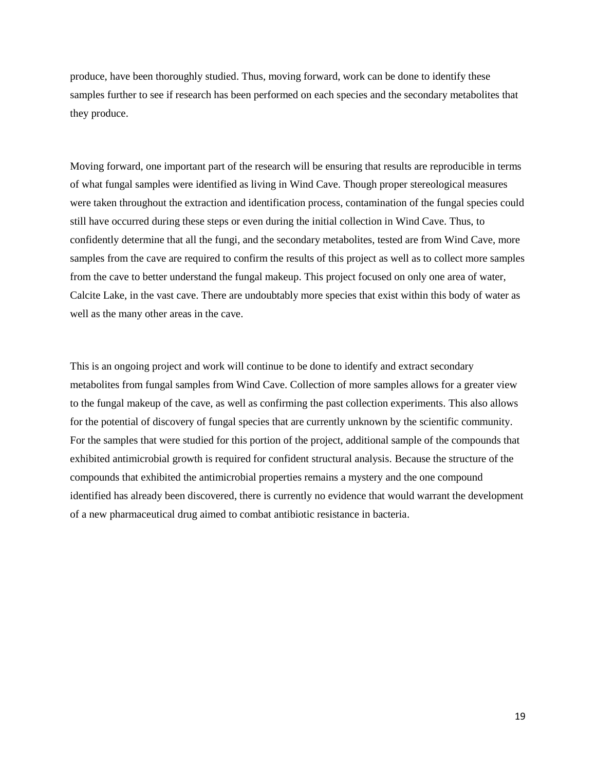produce, have been thoroughly studied. Thus, moving forward, work can be done to identify these samples further to see if research has been performed on each species and the secondary metabolites that they produce.

Moving forward, one important part of the research will be ensuring that results are reproducible in terms of what fungal samples were identified as living in Wind Cave. Though proper stereological measures were taken throughout the extraction and identification process, contamination of the fungal species could still have occurred during these steps or even during the initial collection in Wind Cave. Thus, to confidently determine that all the fungi, and the secondary metabolites, tested are from Wind Cave, more samples from the cave are required to confirm the results of this project as well as to collect more samples from the cave to better understand the fungal makeup. This project focused on only one area of water, Calcite Lake, in the vast cave. There are undoubtably more species that exist within this body of water as well as the many other areas in the cave.

This is an ongoing project and work will continue to be done to identify and extract secondary metabolites from fungal samples from Wind Cave. Collection of more samples allows for a greater view to the fungal makeup of the cave, as well as confirming the past collection experiments. This also allows for the potential of discovery of fungal species that are currently unknown by the scientific community. For the samples that were studied for this portion of the project, additional sample of the compounds that exhibited antimicrobial growth is required for confident structural analysis. Because the structure of the compounds that exhibited the antimicrobial properties remains a mystery and the one compound identified has already been discovered, there is currently no evidence that would warrant the development of a new pharmaceutical drug aimed to combat antibiotic resistance in bacteria.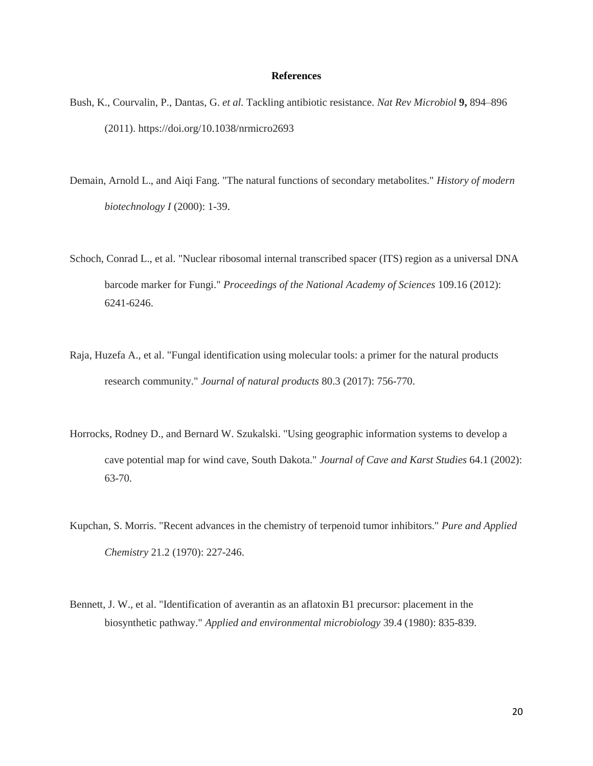## References

Bush, K., Courvalin, P., Dantas, G. *et al.* Tackling antibiotic resistance. *Nat Rev Microbiol* **9,** 894–896 (2011). https://doi.org/10.1038/nrmicro2693

Demain, Arnold L., and Aiqi Fang. "The natural functions of secondary metabolites." *History of modern biotechnology I* (2000): 1-39.

Schoch, Conrad L., et al. "Nuclear ribosomal internal transcribed spacer (ITS) region as a universal DNA barcode marker for Fungi." *Proceedings of the National Academy of Sciences* 109.16 (2012): 6241-6246.

Raja, Huzefa A., et al. "Fungal identification using molecular tools: a primer for the natural products research community." *Journal of natural products* 80.3 (2017): 756-770.

Horrocks, Rodney D., and Bernard W. Szukalski. "Using geographic information systems to develop a cave potential map for wind cave, South Dakota." *Journal of Cave and Karst Studies* 64.1 (2002): 63-70.

Kupchan, S. Morris. "Recent advances in the chemistry of terpenoid tumor inhibitors." *Pure and Applied Chemistry* 21.2 (1970): 227-246.

Bennett, J. W., et al. "Identification of averantin as an aflatoxin B1 precursor: placement in the biosynthetic pathway." *Applied and environmental microbiology* 39.4 (1980): 835-839.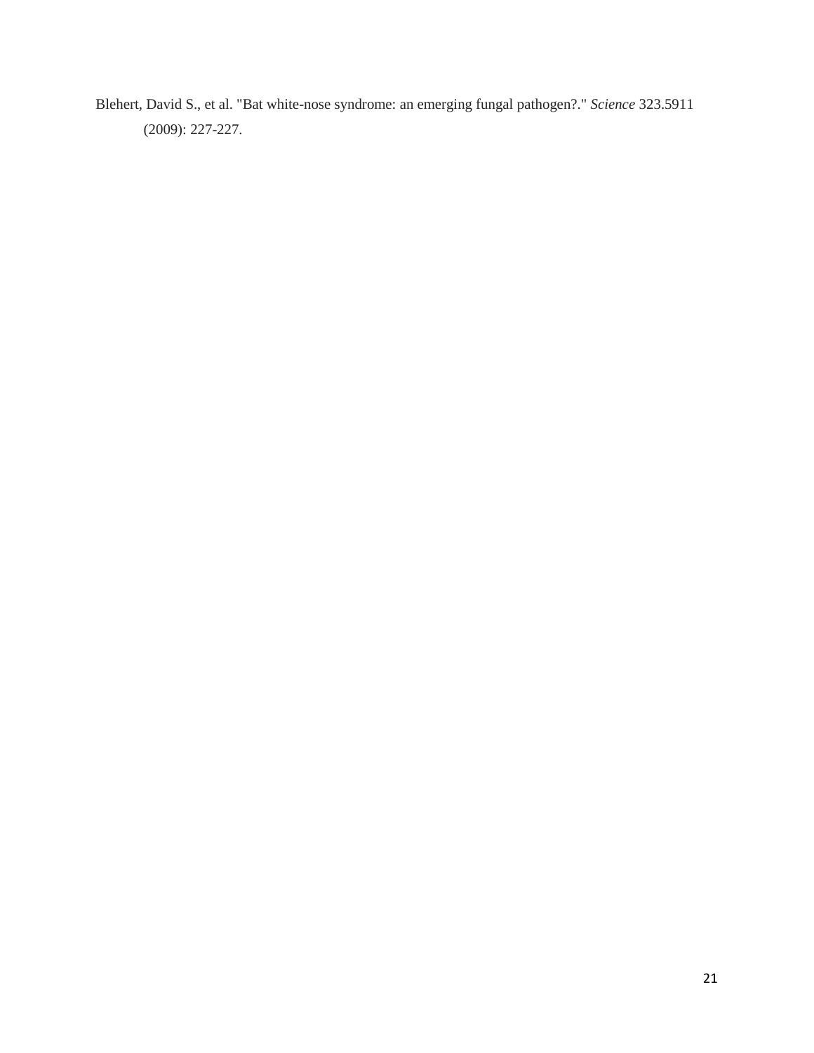Blehert, David S., et al. "Bat white-nose syndrome: an emerging fungal pathogen?." *Science* 323.5911 (2009): 227-227.